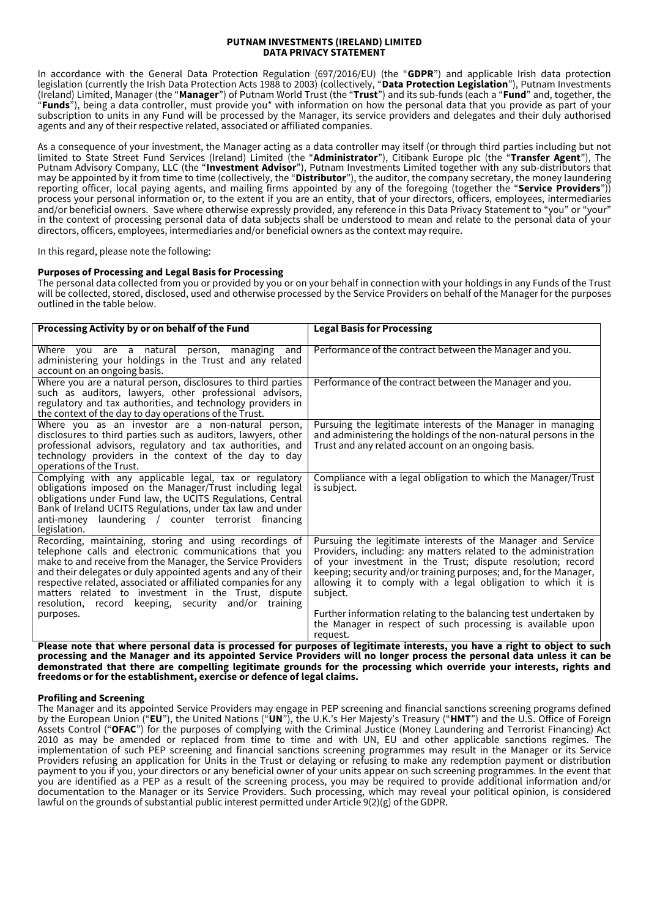# PUTNAM INVESTMENTS (IRELAND) LIMITED
## DATA PRIVACY STATEMENT

In accordance with the General Data Protection Regulation (697/2016/EU) (the "**GDPR**") and applicable Irish data protection legislation (currently the Irish Data Protection Acts 1988 to 2003) (collectively, "**Data Protection Legislation**"), Putnam Investments (Ireland) Limited, Manager (the "**Manager**") of Putnam World Trust (the "**Trust**") and its sub-funds (each a "**Fund**" and, together, the "**Funds**"), being a data controller, must provide you* with information on how the personal data that you provide as part of your subscription to units in any Fund will be processed by the Manager, its service providers and delegates and their duly authorised agents and any of their respective related, associated or affiliated companies.

As a consequence of your investment, the Manager acting as a data controller may itself (or through third parties including but not limited to State Street Fund Services (Ireland) Limited (the "**Administrator**"), Citibank Europe plc (the "**Transfer Agent**"), The Putnam Advisory Company, LLC (the "**Investment Advisor**"), Putnam Investments Limited together with any sub-distributors that may be appointed by it from time to time (collectively, the "**Distributor**"), the auditor, the company secretary, the money laundering reporting officer, local paying agents, and mailing firms appointed by any of the foregoing (together the "**Service Providers**")) process your personal information or, to the extent if you are an entity, that of your directors, officers, employees, intermediaries and/or beneficial owners. Save where otherwise expressly provided, any reference in this Data Privacy Statement to "you" or "your" in the context of processing personal data of data subjects shall be understood to mean and relate to the personal data of your directors, officers, employees, intermediaries and/or beneficial owners as the context may require.

In this regard, please note the following:

**Purposes of Processing and Legal Basis for Processing**

The personal data collected from you or provided by you or on your behalf in connection with your holdings in any Funds of the Trust will be collected, stored, disclosed, used and otherwise processed by the Service Providers on behalf of the Manager for the purposes outlined in the table below.

| Processing Activity by or on behalf of the Fund | Legal Basis for Processing |
|---|---|
| Where you are a natural person, managing and administering your holdings in the Trust and any related account on an ongoing basis. | Performance of the contract between the Manager and you. |
| Where you are a natural person, disclosures to third parties such as auditors, lawyers, other professional advisors, regulatory and tax authorities, and technology providers in the context of the day to day operations of the Trust. | Performance of the contract between the Manager and you. |
| Where you as an investor are a non-natural person, disclosures to third parties such as auditors, lawyers, other professional advisors, regulatory and tax authorities, and technology providers in the context of the day to day operations of the Trust. | Pursuing the legitimate interests of the Manager in managing and administering the holdings of the non-natural persons in the Trust and any related account on an ongoing basis. |
| Complying with any applicable legal, tax or regulatory obligations imposed on the Manager/Trust including legal obligations under Fund law, the UCITS Regulations, Central Bank of Ireland UCITS Regulations, under tax law and under anti-money laundering / counter terrorist financing legislation. | Compliance with a legal obligation to which the Manager/Trust is subject. |
| Recording, maintaining, storing and using recordings of telephone calls and electronic communications that you make to and receive from the Manager, the Service Providers and their delegates or duly appointed agents and any of their respective related, associated or affiliated companies for any matters related to investment in the Trust, dispute resolution, record keeping, security and/or training purposes. | Pursuing the legitimate interests of the Manager and Service Providers, including: any matters related to the administration of your investment in the Trust; dispute resolution; record keeping; security and/or training purposes; and, for the Manager, allowing it to comply with a legal obligation to which it is subject.<br><br>Further information relating to the balancing test undertaken by the Manager in respect of such processing is available upon request. |

**Please note that where personal data is processed for purposes of legitimate interests, you have a right to object to such processing and the Manager and its appointed Service Providers will no longer process the personal data unless it can be demonstrated that there are compelling legitimate grounds for the processing which override your interests, rights and freedoms or for the establishment, exercise or defence of legal claims.**

**Profiling and Screening**

The Manager and its appointed Service Providers may engage in PEP screening and financial sanctions screening programs defined by the European Union ("**EU**"), the United Nations ("**UN**"), the U.K.'s Her Majesty's Treasury ("**HMT**") and the U.S. Office of Foreign Assets Control ("**OFAC**") for the purposes of complying with the Criminal Justice (Money Laundering and Terrorist Financing) Act 2010 as may be amended or replaced from time to time and with UN, EU and other applicable sanctions regimes. The implementation of such PEP screening and financial sanctions screening programmes may result in the Manager or its Service Providers refusing an application for Units in the Trust or delaying or refusing to make any redemption payment or distribution payment to you if you, your directors or any beneficial owner of your units appear on such screening programmes. In the event that you are identified as a PEP as a result of the screening process, you may be required to provide additional information and/or documentation to the Manager or its Service Providers. Such processing, which may reveal your political opinion, is considered lawful on the grounds of substantial public interest permitted under Article 9(2)(g) of the GDPR.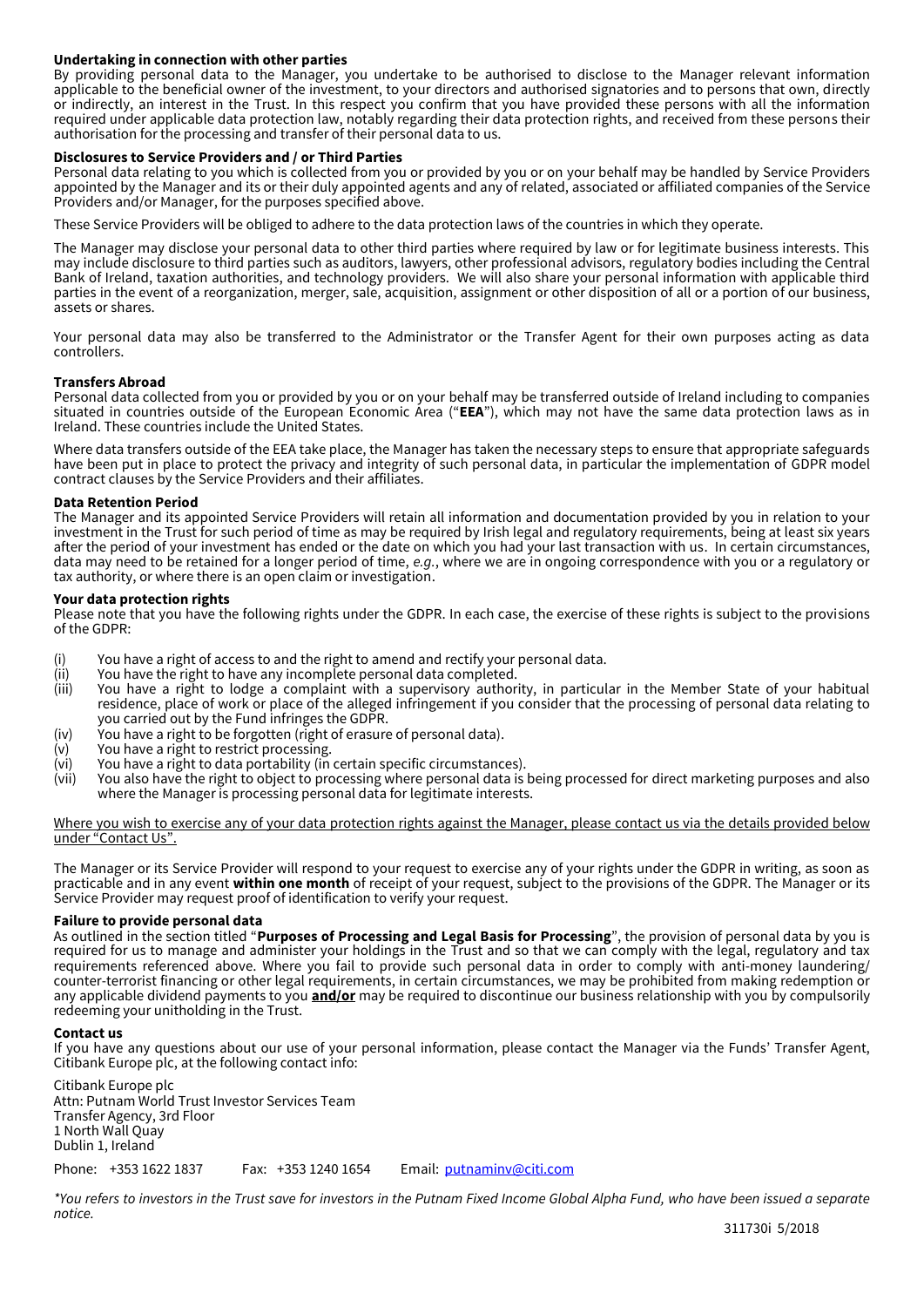**Undertaking in connection with other parties**

By providing personal data to the Manager, you undertake to be authorised to disclose to the Manager relevant information applicable to the beneficial owner of the investment, to your directors and authorised signatories and to persons that own, directly or indirectly, an interest in the Trust. In this respect you confirm that you have provided these persons with all the information required under applicable data protection law, notably regarding their data protection rights, and received from these persons their authorisation for the processing and transfer of their personal data to us.

**Disclosures to Service Providers and / or Third Parties**

Personal data relating to you which is collected from you or provided by you or on your behalf may be handled by Service Providers appointed by the Manager and its or their duly appointed agents and any of related, associated or affiliated companies of the Service Providers and/or Manager, for the purposes specified above.

These Service Providers will be obliged to adhere to the data protection laws of the countries in which they operate.

The Manager may disclose your personal data to other third parties where required by law or for legitimate business interests. This may include disclosure to third parties such as auditors, lawyers, other professional advisors, regulatory bodies including the Central Bank of Ireland, taxation authorities, and technology providers. We will also share your personal information with applicable third parties in the event of a reorganization, merger, sale, acquisition, assignment or other disposition of all or a portion of our business, assets or shares.

Your personal data may also be transferred to the Administrator or the Transfer Agent for their own purposes acting as data controllers.

**Transfers Abroad**

Personal data collected from you or provided by you or on your behalf may be transferred outside of Ireland including to companies situated in countries outside of the European Economic Area ("**EEA**"), which may not have the same data protection laws as in Ireland. These countries include the United States.

Where data transfers outside of the EEA take place, the Manager has taken the necessary steps to ensure that appropriate safeguards have been put in place to protect the privacy and integrity of such personal data, in particular the implementation of GDPR model contract clauses by the Service Providers and their affiliates.

**Data Retention Period**

The Manager and its appointed Service Providers will retain all information and documentation provided by you in relation to your investment in the Trust for such period of time as may be required by Irish legal and regulatory requirements, being at least six years after the period of your investment has ended or the date on which you had your last transaction with us. In certain circumstances, data may need to be retained for a longer period of time, *e.g.*, where we are in ongoing correspondence with you or a regulatory or tax authority, or where there is an open claim or investigation.

**Your data protection rights**

Please note that you have the following rights under the GDPR. In each case, the exercise of these rights is subject to the provisions of the GDPR:

(i) You have a right of access to and the right to amend and rectify your personal data.
(ii) You have the right to have any incomplete personal data completed.
(iii) You have a right to lodge a complaint with a supervisory authority, in particular in the Member State of your habitual residence, place of work or place of the alleged infringement if you consider that the processing of personal data relating to you carried out by the Fund infringes the GDPR.
(iv) You have a right to be forgotten (right of erasure of personal data).
(v) You have a right to restrict processing.
(vi) You have a right to data portability (in certain specific circumstances).
(vii) You also have the right to object to processing where personal data is being processed for direct marketing purposes and also where the Manager is processing personal data for legitimate interests.

<u>Where you wish to exercise any of your data protection rights against the Manager, please contact us via the details provided below under "Contact Us".</u>

The Manager or its Service Provider will respond to your request to exercise any of your rights under the GDPR in writing, as soon as practicable and in any event **within one month** of receipt of your request, subject to the provisions of the GDPR. The Manager or its Service Provider may request proof of identification to verify your request.

**Failure to provide personal data**

As outlined in the section titled "**Purposes of Processing and Legal Basis for Processing**", the provision of personal data by you is required for us to manage and administer your holdings in the Trust and so that we can comply with the legal, regulatory and tax requirements referenced above. Where you fail to provide such personal data in order to comply with anti-money laundering/ counter-terrorist financing or other legal requirements, in certain circumstances, we may be prohibited from making redemption or any applicable dividend payments to you <u>**and/or**</u> may be required to discontinue our business relationship with you by compulsorily redeeming your unitholding in the Trust.

**Contact us**

If you have any questions about our use of your personal information, please contact the Manager via the Funds' Transfer Agent, Citibank Europe plc, at the following contact info:

Citibank Europe plc
Attn: Putnam World Trust Investor Services Team
Transfer Agency, 3rd Floor
1 North Wall Quay
Dublin 1, Ireland

Phone: +353 1622 1837 Fax: +353 1240 1654 Email: putnaminv@citi.com

*\*You refers to investors in the Trust save for investors in the Putnam Fixed Income Global Alpha Fund, who have been issued a separate notice.*

311730i 5/2018